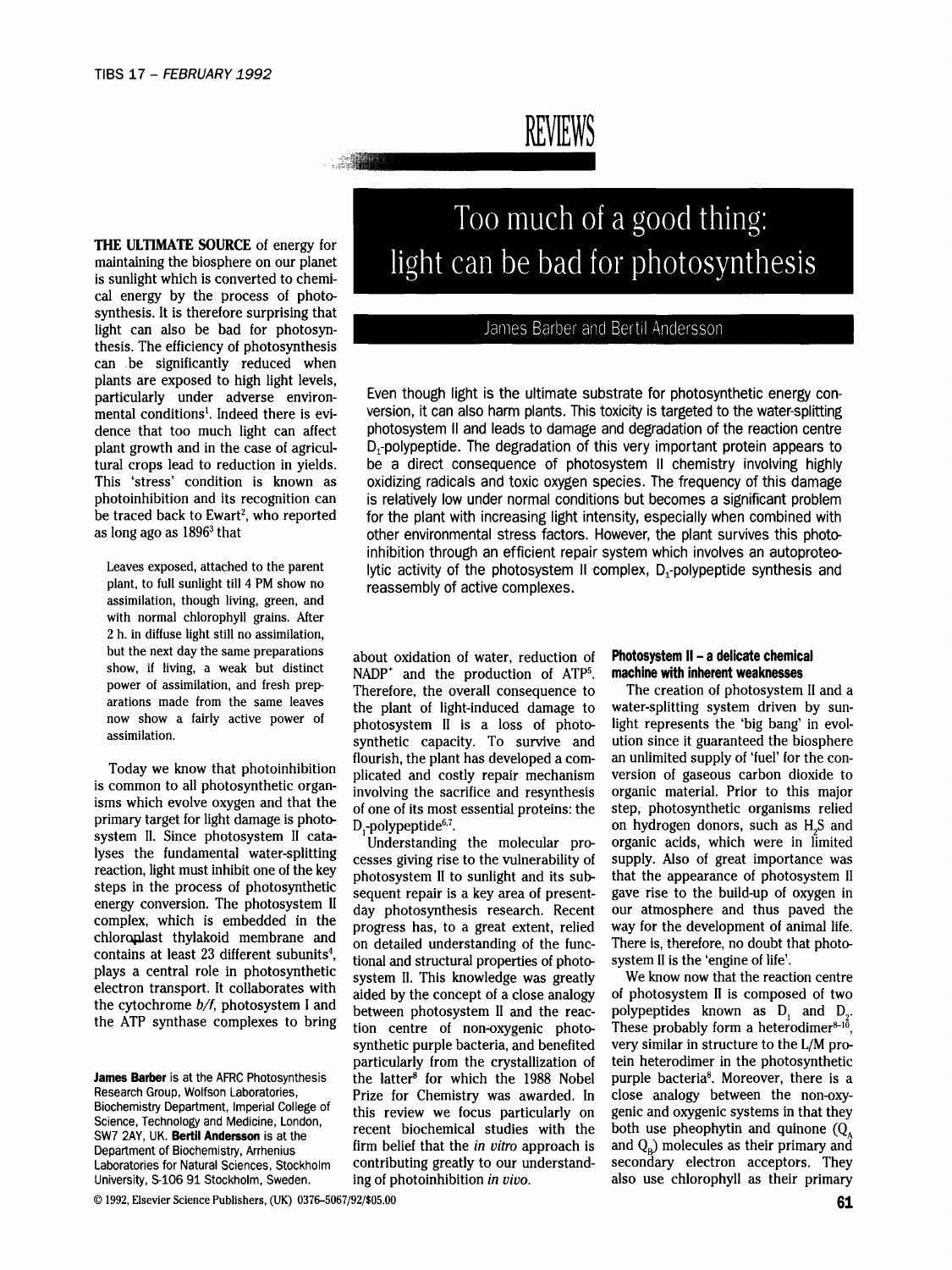REVIEWS

# Too much of a good thing: light can be bad for photosynthesis

James Barber and Bertil Andersson

**Even though light is the ultimate substrate for photosynthetic energy conversion, it can also harm plants. This toxicity is targeted to the water-splitting photosystem II and leads to damage and degradation of the reaction centre $D_1$-polypeptide. The degradation of this very important protein appears to be a direct consequence of photosystem II chemistry involving highly oxidizing radicals and toxic oxygen species. The frequency of this damage is relatively low under normal conditions but becomes a significant problem for the plant with increasing light intensity, especially when combined with other environmental stress factors. However, the plant survives this photoinhibition through an efficient repair system which involves an autoproteolytic activity of the photosystem II complex, $D_1$-polypeptide synthesis and reassembly of active complexes.**

**THE ULTIMATE SOURCE** of energy for maintaining the biosphere on our planet is sunlight which is converted to chemical energy by the process of photosynthesis. It is therefore surprising that light can also be bad for photosynthesis. The efficiency of photosynthesis can be significantly reduced when plants are exposed to high light levels, particularly under adverse environmental conditions[1]. Indeed there is evidence that too much light can affect plant growth and in the case of agricultural crops lead to reduction in yields. This 'stress' condition is known as photoinhibition and its recognition can be traced back to Ewart[2], who reported as long ago as 1896[3] that

> Leaves exposed, attached to the parent plant, to full sunlight till 4 PM show no assimilation, though living, green, and with normal chlorophyll grains. After 2 h. in diffuse light still no assimilation, but the next day the same preparations show, if living, a weak but distinct power of assimilation, and fresh preparations made from the same leaves now show a fairly active power of assimilation.

Today we know that photoinhibition is common to all photosynthetic organisms which evolve oxygen and that the primary target for light damage is photosystem II. Since photosystem II catalyses the fundamental water-splitting reaction, light must inhibit one of the key steps in the process of photosynthetic energy conversion. The photosystem II complex, which is embedded in the chloroplast thylakoid membrane and contains at least 23 different subunits[4], plays a central role in photosynthetic electron transport. It collaborates with the cytochrome *b/f*, photosystem I and the ATP synthase complexes to bring about oxidation of water, reduction of $NADP^+$ and the production of ATP[5]. Therefore, the overall consequence to the plant of light-induced damage to photosystem II is a loss of photosynthetic capacity. To survive and flourish, the plant has developed a complicated and costly repair mechanism involving the sacrifice and resynthesis of one of its most essential proteins: the $D_1$-polypeptide[6,7].

Understanding the molecular processes giving rise to the vulnerability of photosystem II to sunlight and its subsequent repair is a key area of present-day photosynthesis research. Recent progress has, to a great extent, relied on detailed understanding of the functional and structural properties of photosystem II. This knowledge was greatly aided by the concept of a close analogy between photosystem II and the reaction centre of non-oxygenic photosynthetic purple bacteria, and benefited particularly from the crystallization of the latter[8] for which the 1988 Nobel Prize for Chemistry was awarded. In this review we focus particularly on recent biochemical studies with the firm belief that the *in vitro* approach is contributing greatly to our understanding of photoinhibition *in vivo*.

## Photosystem II – a delicate chemical machine with inherent weaknesses

The creation of photosystem II and a water-splitting system driven by sunlight represents the 'big bang' in evolution since it guaranteed the biosphere an unlimited supply of 'fuel' for the conversion of gaseous carbon dioxide to organic material. Prior to this major step, photosynthetic organisms relied on hydrogen donors, such as $H_2S$ and organic acids, which were in limited supply. Also of great importance was that the appearance of photosystem II gave rise to the build-up of oxygen in our atmosphere and thus paved the way for the development of animal life. There is, therefore, no doubt that photosystem II is the 'engine of life'.

We know now that the reaction centre of photosystem II is composed of two polypeptides known as $D_1$ and $D_2$. These probably form a heterodimer[8–10], very similar in structure to the L/M protein heterodimer in the photosynthetic purple bacteria[8]. Moreover, there is a close analogy between the non-oxygenic and oxygenic systems in that they both use pheophytin and quinone ($Q_A$ and $Q_B$) molecules as their primary and secondary electron acceptors. They also use chlorophyll as their primary

---

**James Barber** is at the AFRC Photosynthesis Research Group, Wolfson Laboratories, Biochemistry Department, Imperial College of Science, Technology and Medicine, London, SW7 2AY, UK. **Bertil Andersson** is at the Department of Biochemistry, Arrhenius Laboratories for Natural Sciences, Stockholm University, S-106 91 Stockholm, Sweden.

© 1992, Elsevier Science Publishers, (UK) 0376-5067/92/$05.00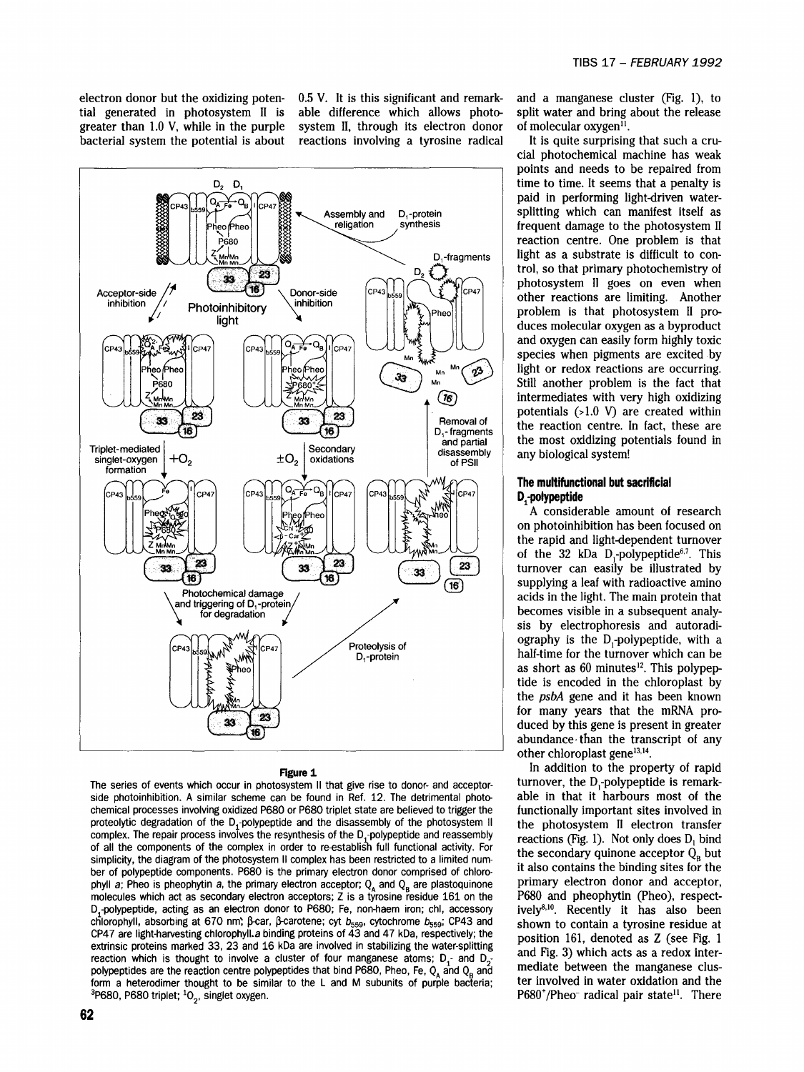electron donor but the oxidizing potential generated in photosystem II is greater than 1.0 V, while in the purple bacterial system the potential is about 0.5 V. It is this significant and remarkable difference which allows photosystem II, through its electron donor reactions involving a tyrosine radical and a manganese cluster (Fig. 1), to split water and bring about the release of molecular oxygen[11].

**Figure 1**

The series of events which occur in photosystem II that give rise to donor- and acceptor-side photoinhibition. A similar scheme can be found in Ref. 12. The detrimental photochemical processes involving oxidized P680 or P680 triplet state are believed to trigger the proteolytic degradation of the $D_1$-polypeptide and the disassembly of the photosystem II complex. The repair process involves the resynthesis of the $D_1$-polypeptide and reassembly of all the components of the complex in order to re-establish full functional activity. For simplicity, the diagram of the photosystem II complex has been restricted to a limited number of polypeptide components. P680 is the primary electron donor comprised of chlorophyll *a*; Pheo is pheophytin *a*, the primary electron acceptor; $Q_A$ and $Q_B$ are plastoquinone molecules which act as secondary electron acceptors; Z is a tyrosine residue 161 on the $D_1$-polypeptide, acting as an electron donor to P680; Fe, non-haem iron; chl, accessory chlorophyll, absorbing at 670 nm; β-car, β-carotene; cyt $b_{559}$, cytochrome $b_{559}$; CP43 and CP47 are light-harvesting chlorophyll *a* binding proteins of 43 and 47 kDa, respectively; the extrinsic proteins marked 33, 23 and 16 kDa are involved in stabilizing the water-splitting reaction which is thought to involve a cluster of four manganese atoms; $D_1$- and $D_2$-polypeptides are the reaction centre polypeptides that bind P680, Pheo, Fe, $Q_A$ and $Q_B$ and form a heterodimer thought to be similar to the L and M subunits of purple bacteria; $^3$P680, P680 triplet; $^1O_2$, singlet oxygen.

It is quite surprising that such a crucial photochemical machine has weak points and needs to be repaired from time to time. It seems that a penalty is paid in performing light-driven water-splitting which can manifest itself as frequent damage to the photosystem II reaction centre. One problem is that light as a substrate is difficult to control, so that primary photochemistry of photosystem II goes on even when other reactions are limiting. Another problem is that photosystem II produces molecular oxygen as a byproduct and oxygen can easily form highly toxic species when pigments are excited by light or redox reactions are occurring. Still another problem is the fact that intermediates with very high oxidizing potentials (>1.0 V) are created within the reaction centre. In fact, these are the most oxidizing potentials found in any biological system!

## The multifunctional but sacrificial $D_1$-polypeptide

A considerable amount of research on photoinhibition has been focused on the rapid and light-dependent turnover of the 32 kDa $D_1$-polypeptide[6,7]. This turnover can easily be illustrated by supplying a leaf with radioactive amino acids in the light. The main protein that becomes visible in a subsequent analysis by electrophoresis and autoradiography is the $D_1$-polypeptide, with a half-time for the turnover which can be as short as 60 minutes[12]. This polypeptide is encoded in the chloroplast by the *psbA* gene and it has been known for many years that the mRNA produced by this gene is present in greater abundance than the transcript of any other chloroplast gene[13,14].

In addition to the property of rapid turnover, the $D_1$-polypeptide is remarkable in that it harbours most of the functionally important sites involved in the photosystem II electron transfer reactions (Fig. 1). Not only does $D_1$ bind the secondary quinone acceptor $Q_B$ but it also contains the binding sites for the primary electron donor and acceptor, P680 and pheophytin (Pheo), respectively[8,10]. Recently it has also been shown to contain a tyrosine residue at position 161, denoted as Z (see Fig. 1 and Fig. 3) which acts as a redox intermediate between the manganese cluster involved in water oxidation and the P680$^+$/Pheo$^-$ radical pair state[11]. There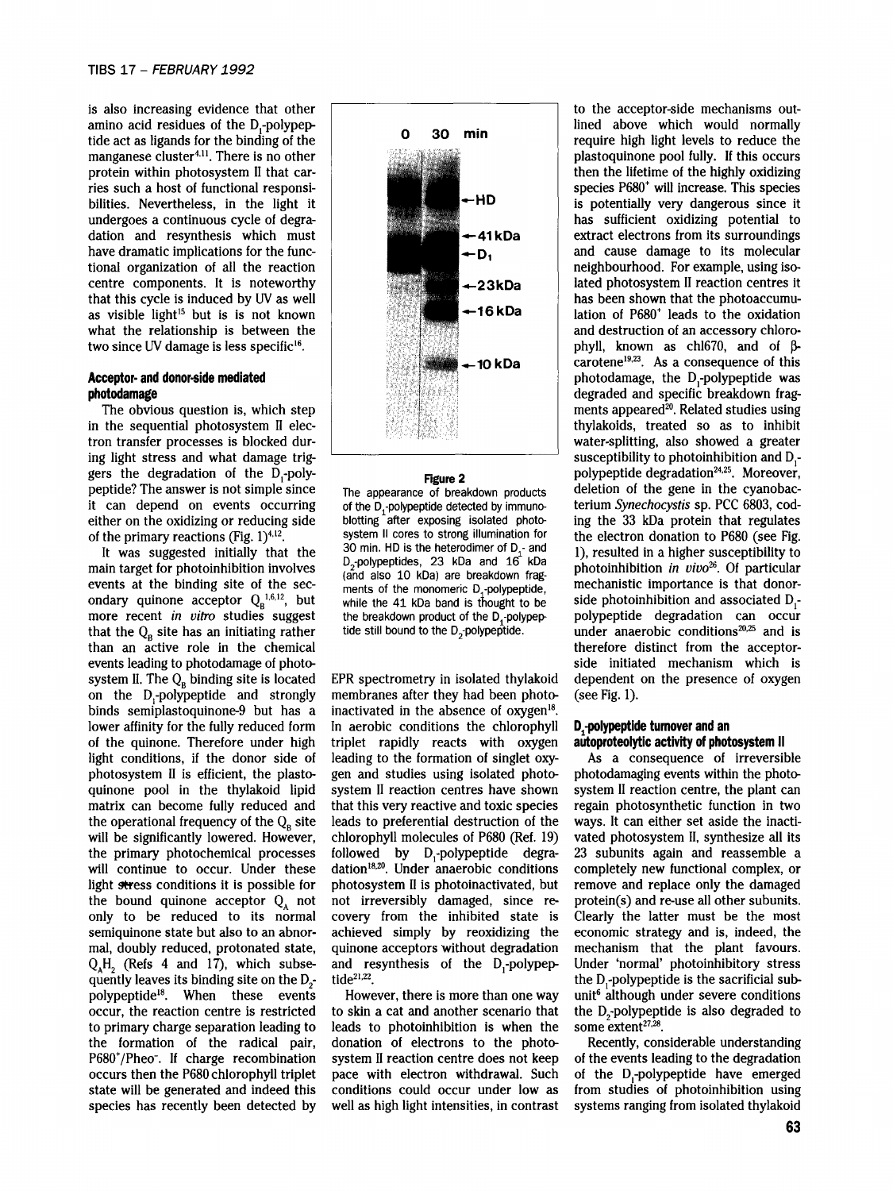is also increasing evidence that other amino acid residues of the $D_1$-polypeptide act as ligands for the binding of the manganese cluster[4,11]. There is no other protein within photosystem II that carries such a host of functional responsibilities. Nevertheless, in the light it undergoes a continuous cycle of degradation and resynthesis which must have dramatic implications for the functional organization of all the reaction centre components. It is noteworthy that this cycle is induced by UV as well as visible light[15] but is is not known what the relationship is between the two since UV damage is less specific[16].

### Acceptor- and donor-side mediated photodamage

The obvious question is, which step in the sequential photosystem II electron transfer processes is blocked during light stress and what damage triggers the degradation of the $D_1$-polypeptide? The answer is not simple since it can depend on events occurring either on the oxidizing or reducing side of the primary reactions (Fig. 1)[4,12].

It was suggested initially that the main target for photoinhibition involves events at the binding site of the secondary quinone acceptor $Q_B$[1,6,12], but more recent *in vitro* studies suggest that the $Q_B$ site has an initiating rather than an active role in the chemical events leading to photodamage of photosystem II. The $Q_B$ binding site is located on the $D_1$-polypeptide and strongly binds semiplastoquinone-9 but has a lower affinity for the fully reduced form of the quinone. Therefore under high light conditions, if the donor side of photosystem II is efficient, the plastoquinone pool in the thylakoid lipid matrix can become fully reduced and the operational frequency of the $Q_B$ site will be significantly lowered. However, the primary photochemical processes will continue to occur. Under these light stress conditions it is possible for the bound quinone acceptor $Q_A$ not only to be reduced to its normal semiquinone state but also to an abnormal, doubly reduced, protonated state, $Q_AH_2$ (Refs 4 and 17), which subsequently leaves its binding site on the $D_2$-polypeptide[18]. When these events occur, the reaction centre is restricted to primary charge separation leading to the formation of the radical pair, $P680^+/Pheo^-$. If charge recombination occurs then the P680 chlorophyll triplet state will be generated and indeed this species has recently been detected by EPR spectrometry in isolated thylakoid membranes after they had been photoinactivated in the absence of oxygen[18]. In aerobic conditions the chlorophyll triplet rapidly reacts with oxygen leading to the formation of singlet oxygen and studies using isolated photosystem II reaction centres have shown that this very reactive and toxic species leads to preferential destruction of the chlorophyll molecules of P680 (Ref. 19) followed by $D_1$-polypeptide degradation[18,20]. Under anaerobic conditions photosystem II is photoinactivated, but not irreversibly damaged, since recovery from the inhibited state is achieved simply by reoxidizing the quinone acceptors without degradation and resynthesis of the $D_1$-polypeptide[21,22].

However, there is more than one way to skin a cat and another scenario that leads to photoinhibition is when the donation of electrons to the photosystem II reaction centre does not keep pace with electron withdrawal. Such conditions could occur under low as well as high light intensities, in contrast to the acceptor-side mechanisms outlined above which would normally require high light levels to reduce the plastoquinone pool fully. If this occurs then the lifetime of the highly oxidizing species $P680^+$ will increase. This species is potentially very dangerous since it has sufficient oxidizing potential to extract electrons from its surroundings and cause damage to its molecular neighbourhood. For example, using isolated photosystem II reaction centres it has been shown that the photoaccumulation of $P680^+$ leads to the oxidation and destruction of an accessory chlorophyll, known as chl670, and of β-carotene[19,23]. As a consequence of this photodamage, the $D_1$-polypeptide was degraded and specific breakdown fragments appeared[20]. Related studies using thylakoids, treated so as to inhibit water-splitting, also showed a greater susceptibility to photoinhibition and $D_1$-polypeptide degradation[24,25]. Moreover, deletion of the gene in the cyanobacterium *Synechocystis* sp. PCC 6803, coding the 33 kDa protein that regulates the electron donation to P680 (see Fig. 1), resulted in a higher susceptibility to photoinhibition *in vivo*[26]. Of particular mechanistic importance is that donor-side photoinhibition and associated $D_1$-polypeptide degradation can occur under anaerobic conditions[20,25] and is therefore distinct from the acceptor-side initiated mechanism which is dependent on the presence of oxygen (see Fig. 1).

**Figure 2**

The appearance of breakdown products of the $D_1$-polypeptide detected by immunoblotting after exposing isolated photosystem II cores to strong illumination for 30 min. HD is the heterodimer of $D_1$- and $D_2$-polypeptides, 23 kDa and 16 kDa (and also 10 kDa) are breakdown fragments of the monomeric $D_1$-polypeptide, while the 41 kDa band is thought to be the breakdown product of the $D_1$-polypeptide still bound to the $D_2$-polypeptide.

### $D_1$-polypeptide turnover and an autoproteolytic activity of photosystem II

As a consequence of irreversible photodamaging events within the photosystem II reaction centre, the plant can regain photosynthetic function in two ways. It can either set aside the inactivated photosystem II, synthesize all its 23 subunits again and reassemble a completely new functional complex, or remove and replace only the damaged protein(s) and re-use all other subunits. Clearly the latter must be the most economic strategy and is, indeed, the mechanism that the plant favours. Under 'normal' photoinhibitory stress the $D_1$-polypeptide is the sacrificial subunit[6] although under severe conditions the $D_2$-polypeptide is also degraded to some extent[27,28].

Recently, considerable understanding of the events leading to the degradation of the $D_1$-polypeptide have emerged from studies of photoinhibition using systems ranging from isolated thylakoid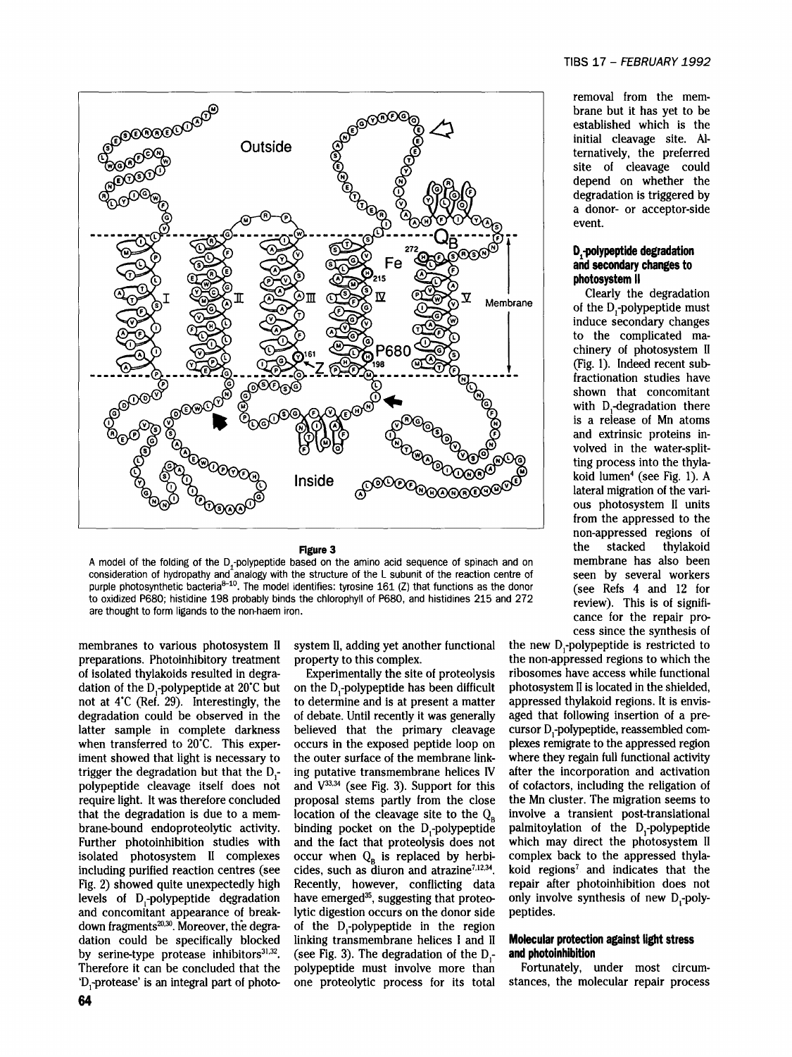**Figure 3**

A model of the folding of the $D_1$-polypeptide based on the amino acid sequence of spinach and on consideration of hydropathy and analogy with the structure of the L subunit of the reaction centre of purple photosynthetic bacteria[8–10]. The model identifies: tyrosine 161 (Z) that functions as the donor to oxidized P680; histidine 198 probably binds the chlorophyll of P680, and histidines 215 and 272 are thought to form ligands to the non-haem iron.

membranes to various photosystem II preparations. Photoinhibitory treatment of isolated thylakoids resulted in degradation of the $D_1$-polypeptide at 20°C but not at 4°C (Ref. 29). Interestingly, the degradation could be observed in the latter sample in complete darkness when transferred to 20°C. This experiment showed that light is necessary to trigger the degradation but that the $D_1$-polypeptide cleavage itself does not require light. It was therefore concluded that the degradation is due to a membrane-bound endoproteolytic activity. Further photoinhibition studies with isolated photosystem II complexes including purified reaction centres (see Fig. 2) showed quite unexpectedly high levels of $D_1$-polypeptide degradation and concomitant appearance of breakdown fragments[20,30]. Moreover, the degradation could be specifically blocked by serine-type protease inhibitors[31,32]. Therefore it can be concluded that the '$D_1$-protease' is an integral part of photosystem II, adding yet another functional property to this complex.

Experimentally the site of proteolysis on the $D_1$-polypeptide has been difficult to determine and is at present a matter of debate. Until recently it was generally believed that the primary cleavage occurs in the exposed peptide loop on the outer surface of the membrane linking putative transmembrane helices IV and V[33,34] (see Fig. 3). Support for this proposal stems partly from the close location of the cleavage site to the $Q_B$ binding pocket on the $D_1$-polypeptide and the fact that proteolysis does not occur when $Q_B$ is replaced by herbicides, such as diuron and atrazine[7,12,34]. Recently, however, conflicting data have emerged[35], suggesting that proteolytic digestion occurs on the donor side of the $D_1$-polypeptide in the region linking transmembrane helices I and II (see Fig. 3). The degradation of the $D_1$-polypeptide must involve more than one proteolytic process for its total removal from the membrane but it has yet to be established which is the initial cleavage site. Alternatively, the preferred site of cleavage could depend on whether the degradation is triggered by a donor- or acceptor-side event.

### $D_1$-polypeptide degradation and secondary changes to photosystem II

Clearly the degradation of the $D_1$-polypeptide must induce secondary changes to the complicated machinery of photosystem II (Fig. 1). Indeed recent subfractionation studies have shown that concomitant with $D_1$-degradation there is a release of Mn atoms and extrinsic proteins involved in the water-splitting process into the thylakoid lumen[4] (see Fig. 1). A lateral migration of the various photosystem II units from the appressed to the non-appressed regions of the stacked thylakoid membrane has also been seen by several workers (see Refs 4 and 12 for review). This is of significance for the repair process since the synthesis of the new $D_1$-polypeptide is restricted to the non-appressed regions to which the ribosomes have access while functional photosystem II is located in the shielded, appressed thylakoid regions. It is envisaged that following insertion of a precursor $D_1$-polypeptide, reassembled complexes remigrate to the appressed region where they regain full functional activity after the incorporation and activation of cofactors, including the religation of the Mn cluster. The migration seems to involve a transient post-translational palmitoylation of the $D_1$-polypeptide which may direct the photosystem II complex back to the appressed thylakoid regions[7] and indicates that the repair after photoinhibition does not only involve synthesis of new $D_1$-polypeptides.

### Molecular protection against light stress and photoinhibition

Fortunately, under most circumstances, the molecular repair process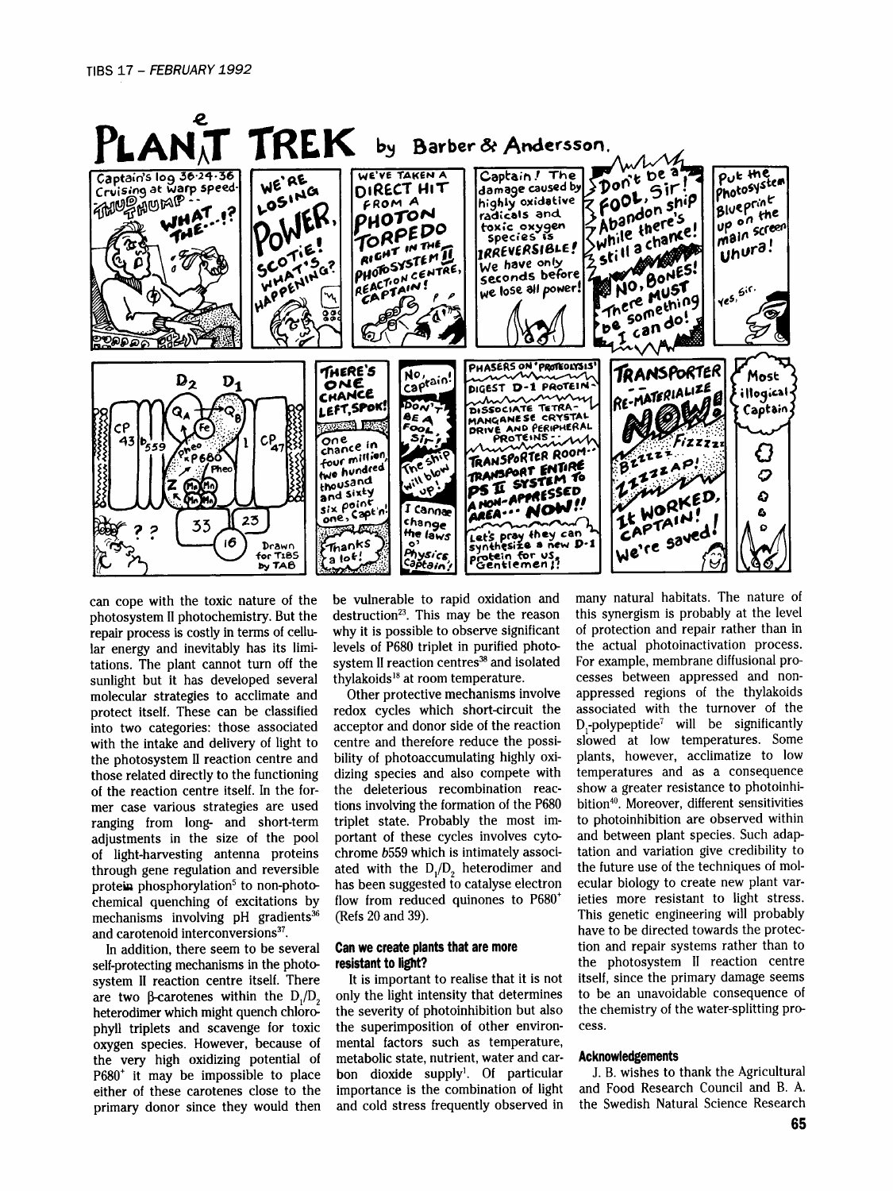can cope with the toxic nature of the photosystem II photochemistry. But the repair process is costly in terms of cellular energy and inevitably has its limitations. The plant cannot turn off the sunlight but it has developed several molecular strategies to acclimate and protect itself. These can be classified into two categories: those associated with the intake and delivery of light to the photosystem II reaction centre and those related directly to the functioning of the reaction centre itself. In the former case various strategies are used ranging from long- and short-term adjustments in the size of the pool of light-harvesting antenna proteins through gene regulation and reversible protein phosphorylation[5] to non-photochemical quenching of excitations by mechanisms involving pH gradients[36] and carotenoid interconversions[37].

In addition, there seem to be several self-protecting mechanisms in the photosystem II reaction centre itself. There are two β-carotenes within the $D_1/D_2$ heterodimer which might quench chlorophyll triplets and scavenge for toxic oxygen species. However, because of the very high oxidizing potential of $P680^+$ it may be impossible to place either of these carotenes close to the primary donor since they would then be vulnerable to rapid oxidation and destruction[23]. This may be the reason why it is possible to observe significant levels of P680 triplet in purified photosystem II reaction centres[38] and isolated thylakoids[18] at room temperature.

Other protective mechanisms involve redox cycles which short-circuit the acceptor and donor side of the reaction centre and therefore reduce the possibility of photoaccumulating highly oxidizing species and also compete with the deleterious recombination reactions involving the formation of the P680 triplet state. Probably the most important of these cycles involves cytochrome *b*559 which is intimately associated with the $D_1/D_2$ heterodimer and has been suggested to catalyse electron flow from reduced quinones to $P680^+$ (Refs 20 and 39).

## Can we create plants that are more resistant to light?

It is important to realise that it is not only the light intensity that determines the severity of photoinhibition but also the superimposition of other environmental factors such as temperature, metabolic state, nutrient, water and carbon dioxide supply[1]. Of particular importance is the combination of light and cold stress frequently observed in many natural habitats. The nature of this synergism is probably at the level of protection and repair rather than in the actual photoinactivation process. For example, membrane diffusional processes between appressed and non-appressed regions of the thylakoids associated with the turnover of the $D_1$-polypeptide[7] will be significantly slowed at low temperatures. Some plants, however, acclimatize to low temperatures and as a consequence show a greater resistance to photoinhibition[40]. Moreover, different sensitivities to photoinhibition are observed within and between plant species. Such adaptation and variation give credibility to the future use of the techniques of molecular biology to create new plant varieties more resistant to light stress. This genetic engineering will probably have to be directed towards the protection and repair systems rather than to the photosystem II reaction centre itself, since the primary damage seems to be an unavoidable consequence of the chemistry of the water-splitting process.

## Acknowledgements

J. B. wishes to thank the Agricultural and Food Research Council and B. A. the Swedish Natural Science Research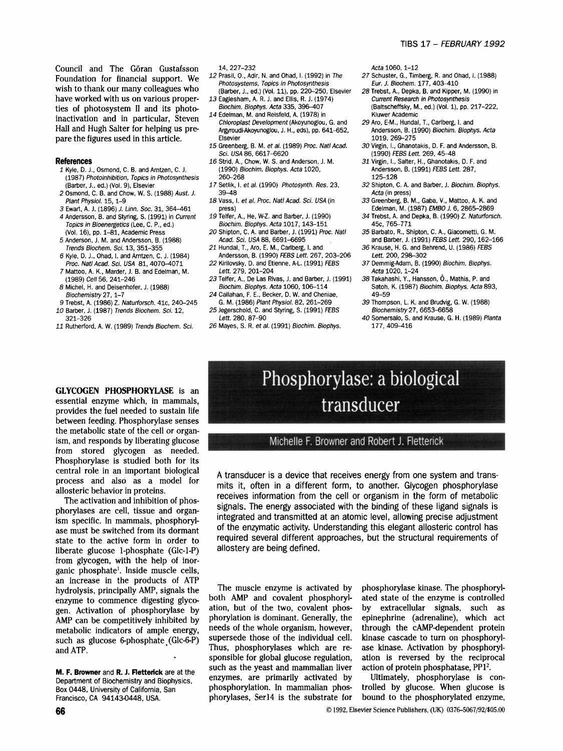Council and The Göran Gustafsson Foundation for financial support. We wish to thank our many colleagues who have worked with us on various properties of photosystem II and its photoinactivation and in particular, Steven Hall and Hugh Salter for helping us prepare the figures used in this article.

## References

1 Kyle, D. J., Osmond, C. B. and Arntzen, C. J. (1987) *Photoinhibition, Topics in Photosynthesis* (Barber, J., ed.) (Vol. 9), Elsevier

2 Osmond, C. B. and Chow, W. S. (1988) *Aust. J. Plant Physiol.* 15, 1–9

3 Ewart, A. J. (1896) *J. Linn. Soc.* 31, 364–461

4 Andersson, B. and Styring, S. (1991) in *Current Topics in Bioenergetics* (Lee, C. P., ed.) (Vol. 16), pp. 1–81, Academic Press

5 Anderson, J. M. and Andersson, B. (1988) *Trends Biochem. Sci.* 13, 351–355

6 Kyle, D. J., Ohad, I. and Arntzen, C. J. (1984) *Proc. Natl Acad. Sci. USA* 81, 4070–4071

7 Mattoo, A. K., Marder, J. B. and Edelman, M. (1989) *Cell* 56, 241–246

8 Michel, H. and Deisenhofer, J. (1988) *Biochemistry* 27, 1–7

9 Trebst, A. (1986) *Z. Naturforsch.* 41c, 240–245

10 Barber, J. (1987) *Trends Biochem. Sci.* 12, 321–326

11 Rutherford, A. W. (1989) *Trends Biochem. Sci.* 14, 227–232

12 Prasil, O., Adir, N. and Ohad, I. (1992) in *The Photosystems, Topics in Photosynthesis* (Barber, J., ed.) (Vol. 11), pp. 220–250, Elsevier

13 Eaglesham, A. R. J. and Ellis, R. J. (1974) *Biochim. Biophys. Acta* 335, 396–407

14 Edelman, M. and Reisfeld, A. (1978) in *Chloroplast Development* (Akoyunoglou, G. and Argyroudi-Akoyunoglou, J. H., eds), pp. 641–652, Elsevier

15 Greenberg, B. M. *et al.* (1989) *Proc. Natl Acad. Sci. USA* 86, 6617–6620

16 Strid, A., Chow, W. S. and Anderson, J. M. (1990) *Biochim. Biophys. Acta* 1020, 260–268

17 Setlik, I. *et al.* (1990) *Photosynth. Res.* 23, 39–48

18 Vass, I. *et al. Proc. Natl Acad. Sci. USA* (in press)

19 Telfer, A., He, W-Z. and Barber, J. (1990) *Biochim. Biophys. Acta* 1017, 143–151

20 Shipton, C. A. and Barber, J. (1991) *Proc. Natl Acad. Sci. USA* 88, 6691–6695

21 Hundal, T., Aro, E. M., Carlberg, I. and Andersson, B. (1990) *FEBS Lett.* 267, 203–206

22 Kirilovsky, D. and Etienne, A-L. (1991) *FEBS Lett.* 279, 201–204

23 Telfer, A., De Las Rivas, J. and Barber, J. (1991) *Biochim. Biophys. Acta* 1060, 106–114

24 Callahan, F. E., Becker, D. W. and Cheniae, G. M. (1986) *Plant Physiol.* 82, 261–269

25 Jegerschold, C. and Styring, S. (1991) *FEBS Lett.* 280, 87–90

26 Mayes, S. R. *et al.* (1991) *Biochim. Biophys. Acta* 1060, 1–12

27 Schuster, G., Timberg, R. and Ohad, I. (1988) *Eur. J. Biochem.* 177, 403–410

28 Trebst, A., Depka, B. and Kipper, M. (1990) in *Current Research in Photosynthesis* (Baltscheffsky, M., ed.) (Vol. 1), pp. 217–222, Kluwer Academic

29 Aro, E-M., Hundal, T., Carlberg, I. and Andersson, B. (1990) *Biochim. Biophys. Acta* 1019, 269–275

30 Virgin, I., Ghanotakis, D. F. and Andersson, B. (1990) *FEBS Lett.* 269, 45–48

31 Virgin, I., Salter, H., Ghanotakis, D. F. and Andersson, B. (1991) *FEBS Lett.* 287, 125–128

32 Shipton, C. A. and Barber, J. *Biochim. Biophys. Acta* (in press)

33 Greenberg, B. M., Gaba, V., Mattoo, A. K. and Edelman, M. (1987) *EMBO J.* 6, 2865–2869

34 Trebst, A. and Depka, B. (1990) *Z. Naturforsch.* 45c, 765–771

35 Barbato, R., Shipton, C. A., Giacometti, G. M. and Barber, J. (1991) *FEBS Lett.* 290, 162–166

36 Krause, H. G. and Behrend, U. (1986) *FEBS Lett.* 200, 298–302

37 Demmig-Adam, B. (1990) *Biochim. Biophys. Acta* 1020, 1–24

38 Takahashi, Y., Hansson, Ö., Mathis, P. and Satoh, K. (1987) *Biochim. Biophys. Acta* 893, 49–59

39 Thompson, L. K. and Brudvig, G. W. (1988) *Biochemistry* 27, 6653–6658

40 Somersalo, S. and Krause, G. H. (1989) *Planta* 177, 409–416

# Phosphorylase: a biological transducer

**Michelle F. Browner and Robert J. Fletterick**

A transducer is a device that receives energy from one system and transmits it, often in a different form, to another. Glycogen phosphorylase receives information from the cell or organism in the form of metabolic signals. The energy associated with the binding of these ligand signals is integrated and transmitted at an atomic level, allowing precise adjustment of the enzymatic activity. Understanding this elegant allosteric control has required several different approaches, but the structural requirements of allostery are being defined.

**GLYCOGEN PHOSPHORYLASE** is an essential enzyme which, in mammals, provides the fuel needed to sustain life between feeding. Phosphorylase senses the metabolic state of the cell or organism, and responds by liberating glucose from stored glycogen as needed. Phosphorylase is studied both for its central role in an important biological process and also as a model for allosteric behavior in proteins.

The activation and inhibition of phosphorylases are cell, tissue and organism specific. In mammals, phosphorylase must be switched from its dormant state to the active form in order to liberate glucose 1-phosphate (Glc-1-P) from glycogen, with the help of inorganic phosphate[1]. Inside muscle cells, an increase in the products of ATP hydrolysis, principally AMP, signals the enzyme to commence digesting glycogen. Activation of phosphorylase by AMP can be competitively inhibited by metabolic indicators of ample energy, such as glucose 6-phosphate (Glc-6-P) and ATP.

The muscle enzyme is activated by both AMP and covalent phosphorylation, but of the two, covalent phosphorylation is dominant. Generally, the needs of the whole organism, however, supersede those of the individual cell. Thus, phosphorylases which are responsible for global glucose regulation, such as the yeast and mammalian liver enzymes, are primarily activated by phosphorylation. In mammalian phosphorylases, Ser14 is the substrate for phosphorylase kinase. The phosphorylated state of the enzyme is controlled by extracellular signals, such as epinephrine (adrenaline), which act through the cAMP-dependent protein kinase cascade to turn on phosphorylase kinase. Activation by phosphorylation is reversed by the reciprocal action of protein phosphatase, PP1[2].

Ultimately, phosphorylase is controlled by glucose. When glucose is bound to the phosphorylated enzyme,

**M. F. Browner** and **R. J. Fletterick** are at the Department of Biochemistry and Biophysics, Box 0448, University of California, San Francisco, CA 94143-0448, USA.

© 1992, Elsevier Science Publishers, (UK) 0376-5067/92/$05.00